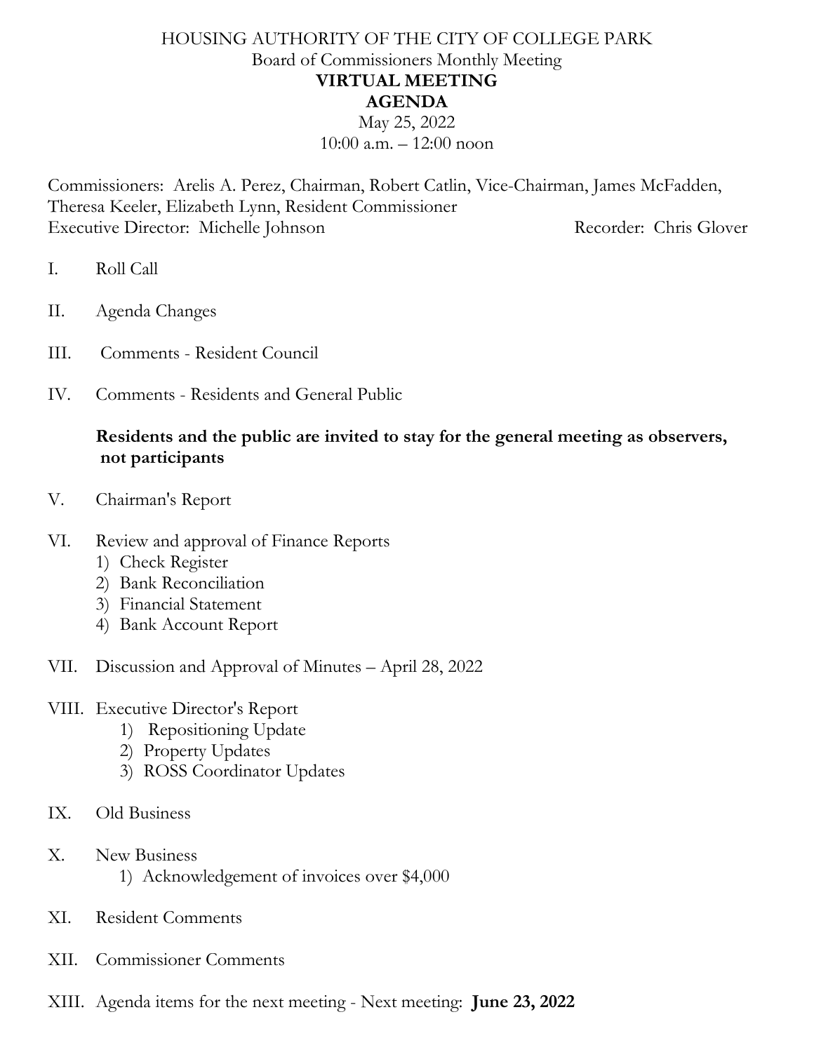# HOUSING AUTHORITY OF THE CITY OF COLLEGE PARK

Board of Commissioners Monthly Meeting

**VIRTUAL MEETING**

**AGENDA**

May 25, 2022

10:00 a.m. – 12:00 noon

Commissioners: Arelis A. Perez, Chairman, Robert Catlin, Vice-Chairman, James McFadden, Theresa Keeler, Elizabeth Lynn, Resident Commissioner

Executive Director: Michelle Johnson Recorder: Chris Glover

I. Roll Call

II. Agenda Changes

III. Comments - Resident Council

IV. Comments - Residents and General Public

**Residents and the public are invited to stay for the general meeting as observers, not participants**

V. Chairman's Report

VI. Review and approval of Finance Reports
1) Check Register
2) Bank Reconciliation
3) Financial Statement
4) Bank Account Report

VII. Discussion and Approval of Minutes – April 28, 2022

VIII. Executive Director's Report
1) Repositioning Update
2) Property Updates
3) ROSS Coordinator Updates

IX. Old Business

X. New Business
1) Acknowledgement of invoices over $4,000

XI. Resident Comments

XII. Commissioner Comments

XIII. Agenda items for the next meeting - Next meeting: **June 23, 2022**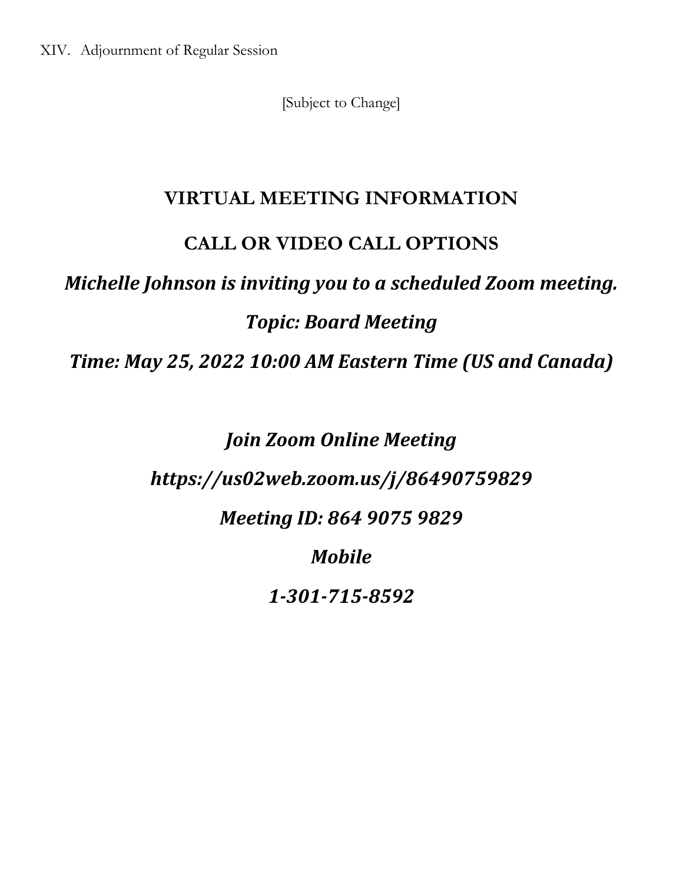XIV. Adjournment of Regular Session

[Subject to Change]

## VIRTUAL MEETING INFORMATION

## CALL OR VIDEO CALL OPTIONS

***Michelle Johnson is inviting you to a scheduled Zoom meeting.***

***Topic: Board Meeting***

***Time: May 25, 2022 10:00 AM Eastern Time (US and Canada)***

***Join Zoom Online Meeting***

***https://us02web.zoom.us/j/86490759829***

***Meeting ID: 864 9075 9829***

***Mobile***

***1-301-715-8592***